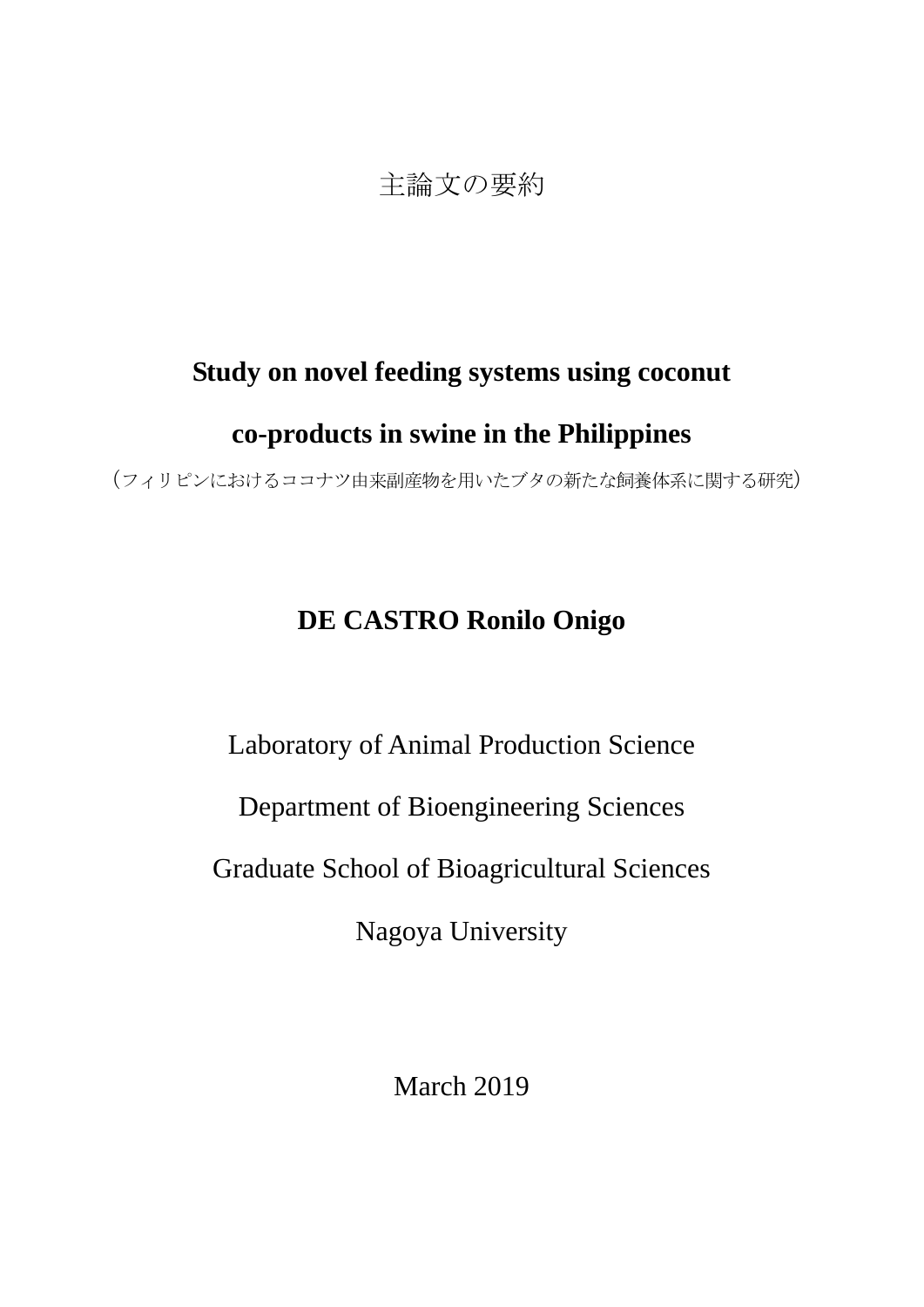主論文の要約

# Study on novel feeding systems using coconut co-products in swine in the Philippines

（フィリピンにおけるココナツ由来副産物を用いたブタの新たな飼養体系に関する研究）

**DE CASTRO Ronilo Onigo**

Laboratory of Animal Production Science

Department of Bioengineering Sciences

Graduate School of Bioagricultural Sciences

Nagoya University

March 2019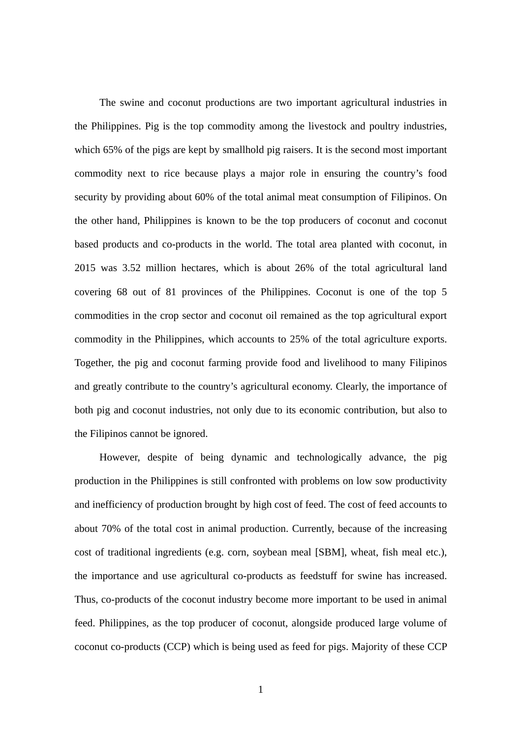The swine and coconut productions are two important agricultural industries in the Philippines. Pig is the top commodity among the livestock and poultry industries, which 65% of the pigs are kept by smallhold pig raisers. It is the second most important commodity next to rice because plays a major role in ensuring the country's food security by providing about 60% of the total animal meat consumption of Filipinos. On the other hand, Philippines is known to be the top producers of coconut and coconut based products and co-products in the world. The total area planted with coconut, in 2015 was 3.52 million hectares, which is about 26% of the total agricultural land covering 68 out of 81 provinces of the Philippines. Coconut is one of the top 5 commodities in the crop sector and coconut oil remained as the top agricultural export commodity in the Philippines, which accounts to 25% of the total agriculture exports. Together, the pig and coconut farming provide food and livelihood to many Filipinos and greatly contribute to the country's agricultural economy. Clearly, the importance of both pig and coconut industries, not only due to its economic contribution, but also to the Filipinos cannot be ignored.

However, despite of being dynamic and technologically advance, the pig production in the Philippines is still confronted with problems on low sow productivity and inefficiency of production brought by high cost of feed. The cost of feed accounts to about 70% of the total cost in animal production. Currently, because of the increasing cost of traditional ingredients (e.g. corn, soybean meal [SBM], wheat, fish meal etc.), the importance and use agricultural co-products as feedstuff for swine has increased. Thus, co-products of the coconut industry become more important to be used in animal feed. Philippines, as the top producer of coconut, alongside produced large volume of coconut co-products (CCP) which is being used as feed for pigs. Majority of these CCP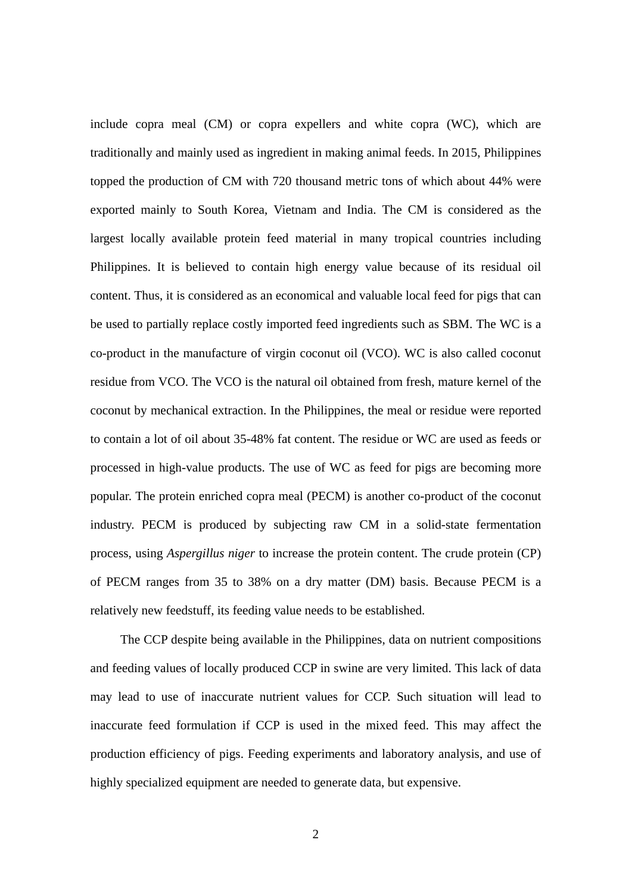include copra meal (CM) or copra expellers and white copra (WC), which are traditionally and mainly used as ingredient in making animal feeds. In 2015, Philippines topped the production of CM with 720 thousand metric tons of which about 44% were exported mainly to South Korea, Vietnam and India. The CM is considered as the largest locally available protein feed material in many tropical countries including Philippines. It is believed to contain high energy value because of its residual oil content. Thus, it is considered as an economical and valuable local feed for pigs that can be used to partially replace costly imported feed ingredients such as SBM. The WC is a co-product in the manufacture of virgin coconut oil (VCO). WC is also called coconut residue from VCO. The VCO is the natural oil obtained from fresh, mature kernel of the coconut by mechanical extraction. In the Philippines, the meal or residue were reported to contain a lot of oil about 35-48% fat content. The residue or WC are used as feeds or processed in high-value products. The use of WC as feed for pigs are becoming more popular. The protein enriched copra meal (PECM) is another co-product of the coconut industry. PECM is produced by subjecting raw CM in a solid-state fermentation process, using *Aspergillus niger* to increase the protein content. The crude protein (CP) of PECM ranges from 35 to 38% on a dry matter (DM) basis. Because PECM is a relatively new feedstuff, its feeding value needs to be established.

The CCP despite being available in the Philippines, data on nutrient compositions and feeding values of locally produced CCP in swine are very limited. This lack of data may lead to use of inaccurate nutrient values for CCP. Such situation will lead to inaccurate feed formulation if CCP is used in the mixed feed. This may affect the production efficiency of pigs. Feeding experiments and laboratory analysis, and use of highly specialized equipment are needed to generate data, but expensive.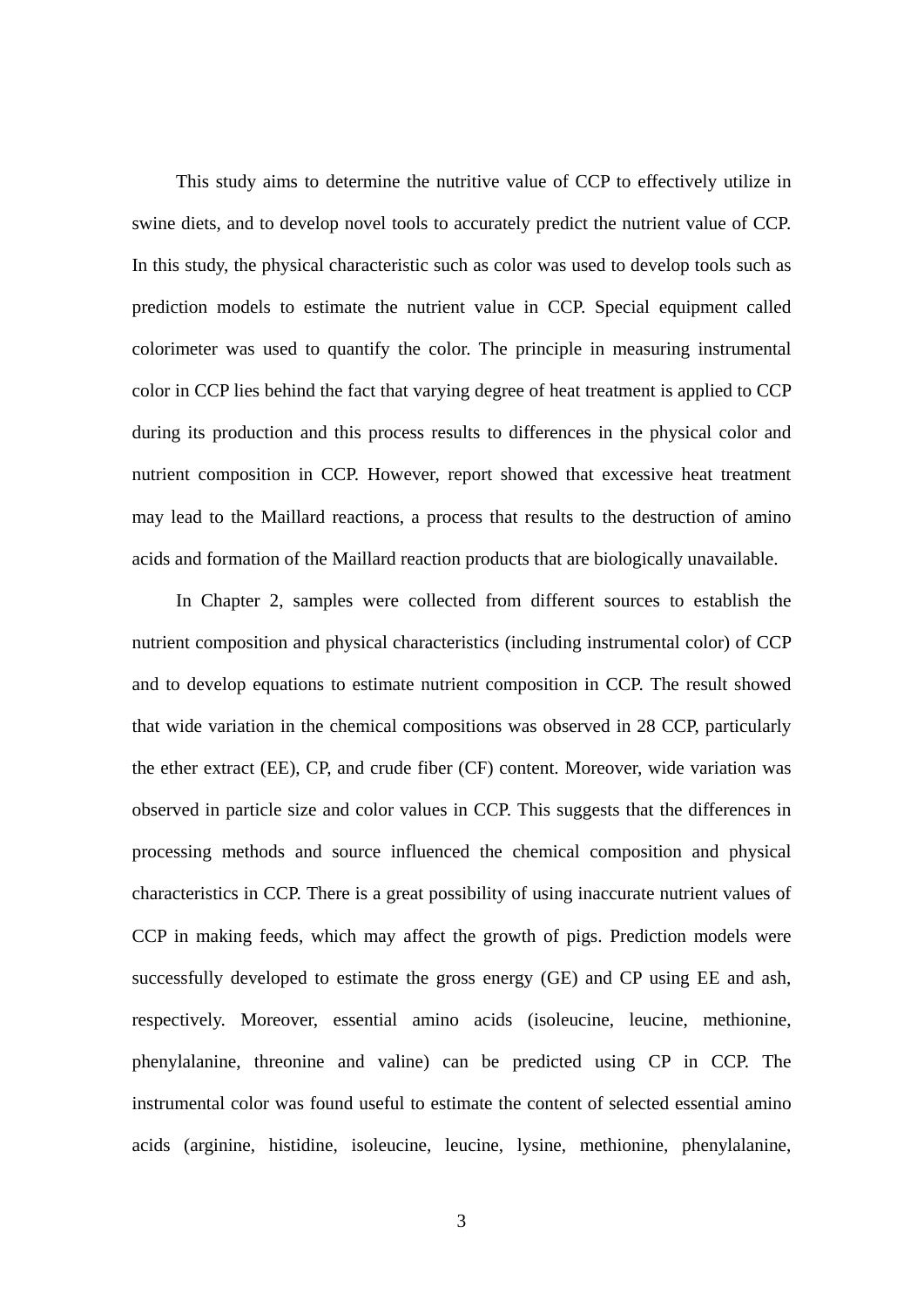This study aims to determine the nutritive value of CCP to effectively utilize in swine diets, and to develop novel tools to accurately predict the nutrient value of CCP. In this study, the physical characteristic such as color was used to develop tools such as prediction models to estimate the nutrient value in CCP. Special equipment called colorimeter was used to quantify the color. The principle in measuring instrumental color in CCP lies behind the fact that varying degree of heat treatment is applied to CCP during its production and this process results to differences in the physical color and nutrient composition in CCP. However, report showed that excessive heat treatment may lead to the Maillard reactions, a process that results to the destruction of amino acids and formation of the Maillard reaction products that are biologically unavailable.

In Chapter 2, samples were collected from different sources to establish the nutrient composition and physical characteristics (including instrumental color) of CCP and to develop equations to estimate nutrient composition in CCP. The result showed that wide variation in the chemical compositions was observed in 28 CCP, particularly the ether extract (EE), CP, and crude fiber (CF) content. Moreover, wide variation was observed in particle size and color values in CCP. This suggests that the differences in processing methods and source influenced the chemical composition and physical characteristics in CCP. There is a great possibility of using inaccurate nutrient values of CCP in making feeds, which may affect the growth of pigs. Prediction models were successfully developed to estimate the gross energy (GE) and CP using EE and ash, respectively. Moreover, essential amino acids (isoleucine, leucine, methionine, phenylalanine, threonine and valine) can be predicted using CP in CCP. The instrumental color was found useful to estimate the content of selected essential amino acids (arginine, histidine, isoleucine, leucine, lysine, methionine, phenylalanine,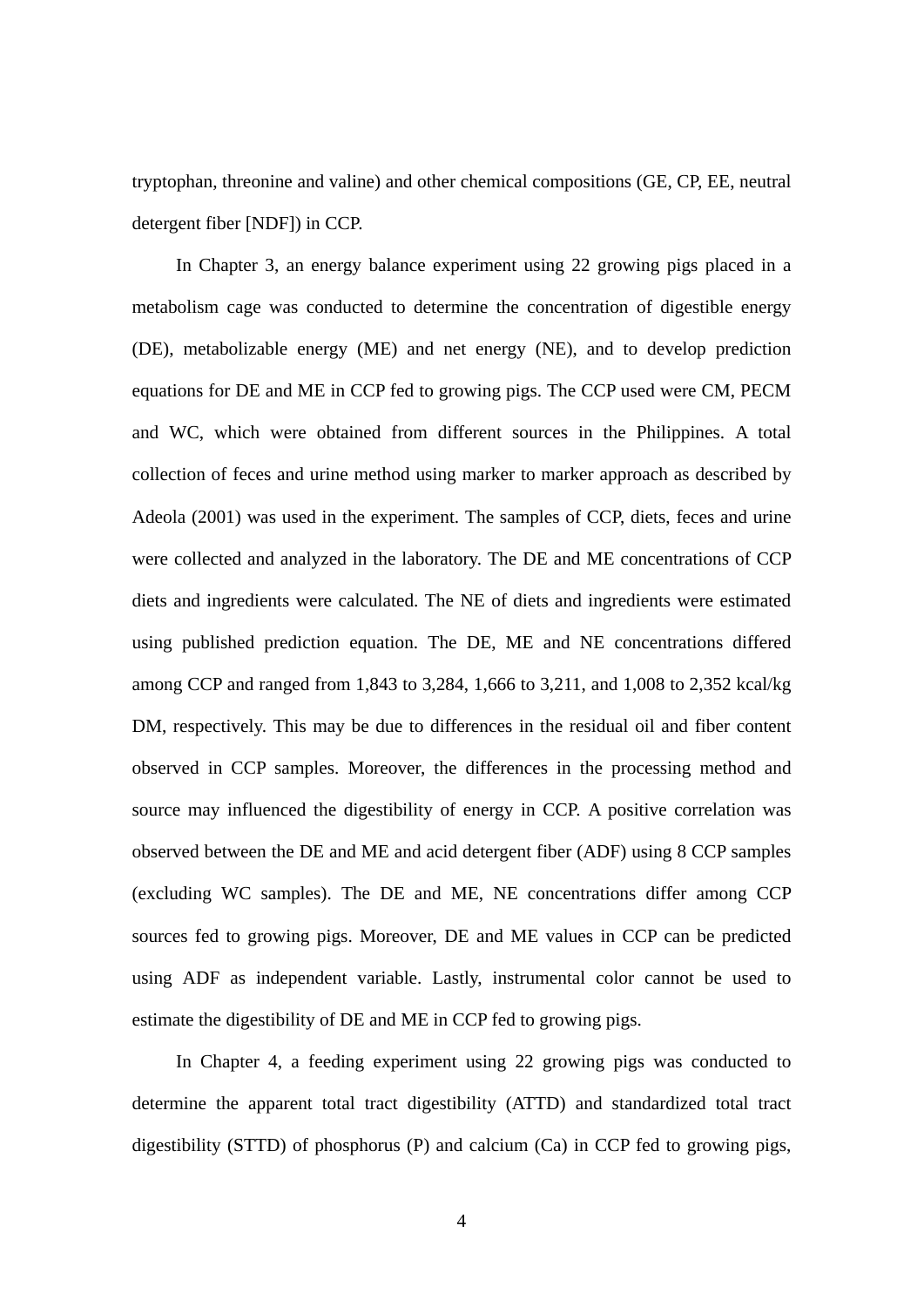tryptophan, threonine and valine) and other chemical compositions (GE, CP, EE, neutral detergent fiber [NDF]) in CCP.

In Chapter 3, an energy balance experiment using 22 growing pigs placed in a metabolism cage was conducted to determine the concentration of digestible energy (DE), metabolizable energy (ME) and net energy (NE), and to develop prediction equations for DE and ME in CCP fed to growing pigs. The CCP used were CM, PECM and WC, which were obtained from different sources in the Philippines. A total collection of feces and urine method using marker to marker approach as described by Adeola (2001) was used in the experiment. The samples of CCP, diets, feces and urine were collected and analyzed in the laboratory. The DE and ME concentrations of CCP diets and ingredients were calculated. The NE of diets and ingredients were estimated using published prediction equation. The DE, ME and NE concentrations differed among CCP and ranged from 1,843 to 3,284, 1,666 to 3,211, and 1,008 to 2,352 kcal/kg DM, respectively. This may be due to differences in the residual oil and fiber content observed in CCP samples. Moreover, the differences in the processing method and source may influenced the digestibility of energy in CCP. A positive correlation was observed between the DE and ME and acid detergent fiber (ADF) using 8 CCP samples (excluding WC samples). The DE and ME, NE concentrations differ among CCP sources fed to growing pigs. Moreover, DE and ME values in CCP can be predicted using ADF as independent variable. Lastly, instrumental color cannot be used to estimate the digestibility of DE and ME in CCP fed to growing pigs.

In Chapter 4, a feeding experiment using 22 growing pigs was conducted to determine the apparent total tract digestibility (ATTD) and standardized total tract digestibility (STTD) of phosphorus (P) and calcium (Ca) in CCP fed to growing pigs,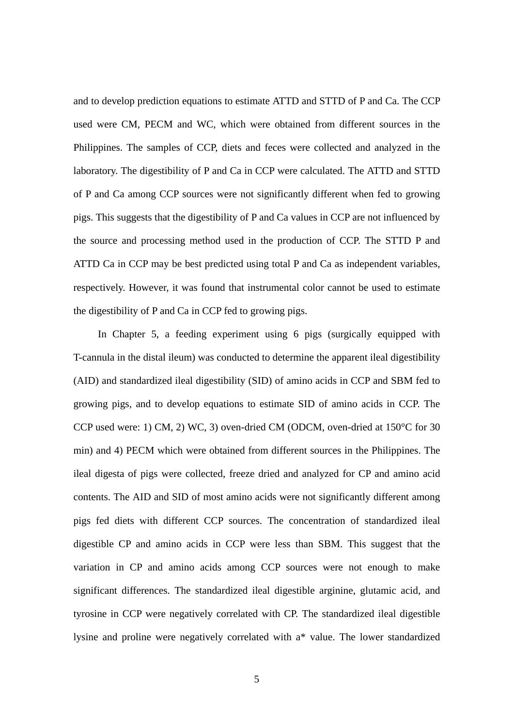and to develop prediction equations to estimate ATTD and STTD of P and Ca. The CCP used were CM, PECM and WC, which were obtained from different sources in the Philippines. The samples of CCP, diets and feces were collected and analyzed in the laboratory. The digestibility of P and Ca in CCP were calculated. The ATTD and STTD of P and Ca among CCP sources were not significantly different when fed to growing pigs. This suggests that the digestibility of P and Ca values in CCP are not influenced by the source and processing method used in the production of CCP. The STTD P and ATTD Ca in CCP may be best predicted using total P and Ca as independent variables, respectively. However, it was found that instrumental color cannot be used to estimate the digestibility of P and Ca in CCP fed to growing pigs.

In Chapter 5, a feeding experiment using 6 pigs (surgically equipped with T-cannula in the distal ileum) was conducted to determine the apparent ileal digestibility (AID) and standardized ileal digestibility (SID) of amino acids in CCP and SBM fed to growing pigs, and to develop equations to estimate SID of amino acids in CCP. The CCP used were: 1) CM, 2) WC, 3) oven-dried CM (ODCM, oven-dried at 150°C for 30 min) and 4) PECM which were obtained from different sources in the Philippines. The ileal digesta of pigs were collected, freeze dried and analyzed for CP and amino acid contents. The AID and SID of most amino acids were not significantly different among pigs fed diets with different CCP sources. The concentration of standardized ileal digestible CP and amino acids in CCP were less than SBM. This suggest that the variation in CP and amino acids among CCP sources were not enough to make significant differences. The standardized ileal digestible arginine, glutamic acid, and tyrosine in CCP were negatively correlated with CP. The standardized ileal digestible lysine and proline were negatively correlated with a* value. The lower standardized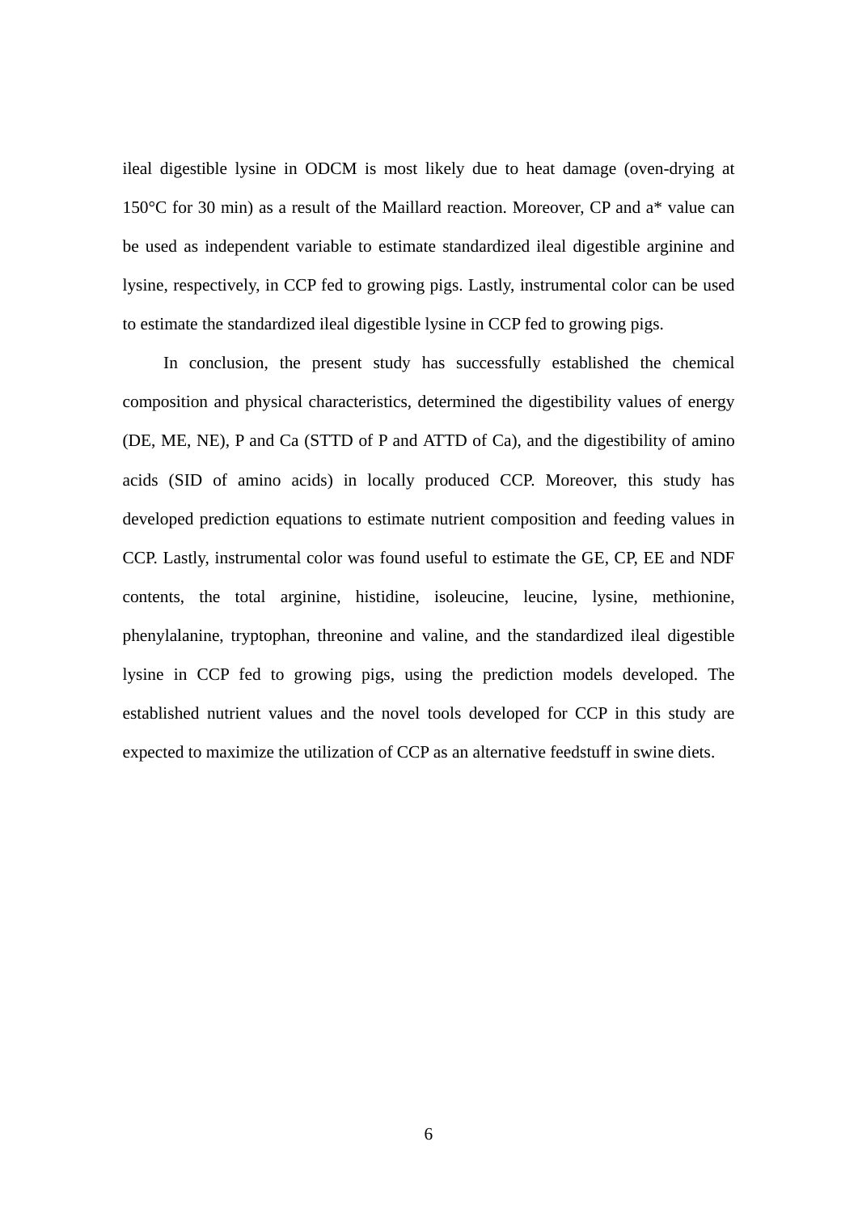ileal digestible lysine in ODCM is most likely due to heat damage (oven-drying at 150°C for 30 min) as a result of the Maillard reaction. Moreover, CP and a* value can be used as independent variable to estimate standardized ileal digestible arginine and lysine, respectively, in CCP fed to growing pigs. Lastly, instrumental color can be used to estimate the standardized ileal digestible lysine in CCP fed to growing pigs.

In conclusion, the present study has successfully established the chemical composition and physical characteristics, determined the digestibility values of energy (DE, ME, NE), P and Ca (STTD of P and ATTD of Ca), and the digestibility of amino acids (SID of amino acids) in locally produced CCP. Moreover, this study has developed prediction equations to estimate nutrient composition and feeding values in CCP. Lastly, instrumental color was found useful to estimate the GE, CP, EE and NDF contents, the total arginine, histidine, isoleucine, leucine, lysine, methionine, phenylalanine, tryptophan, threonine and valine, and the standardized ileal digestible lysine in CCP fed to growing pigs, using the prediction models developed. The established nutrient values and the novel tools developed for CCP in this study are expected to maximize the utilization of CCP as an alternative feedstuff in swine diets.